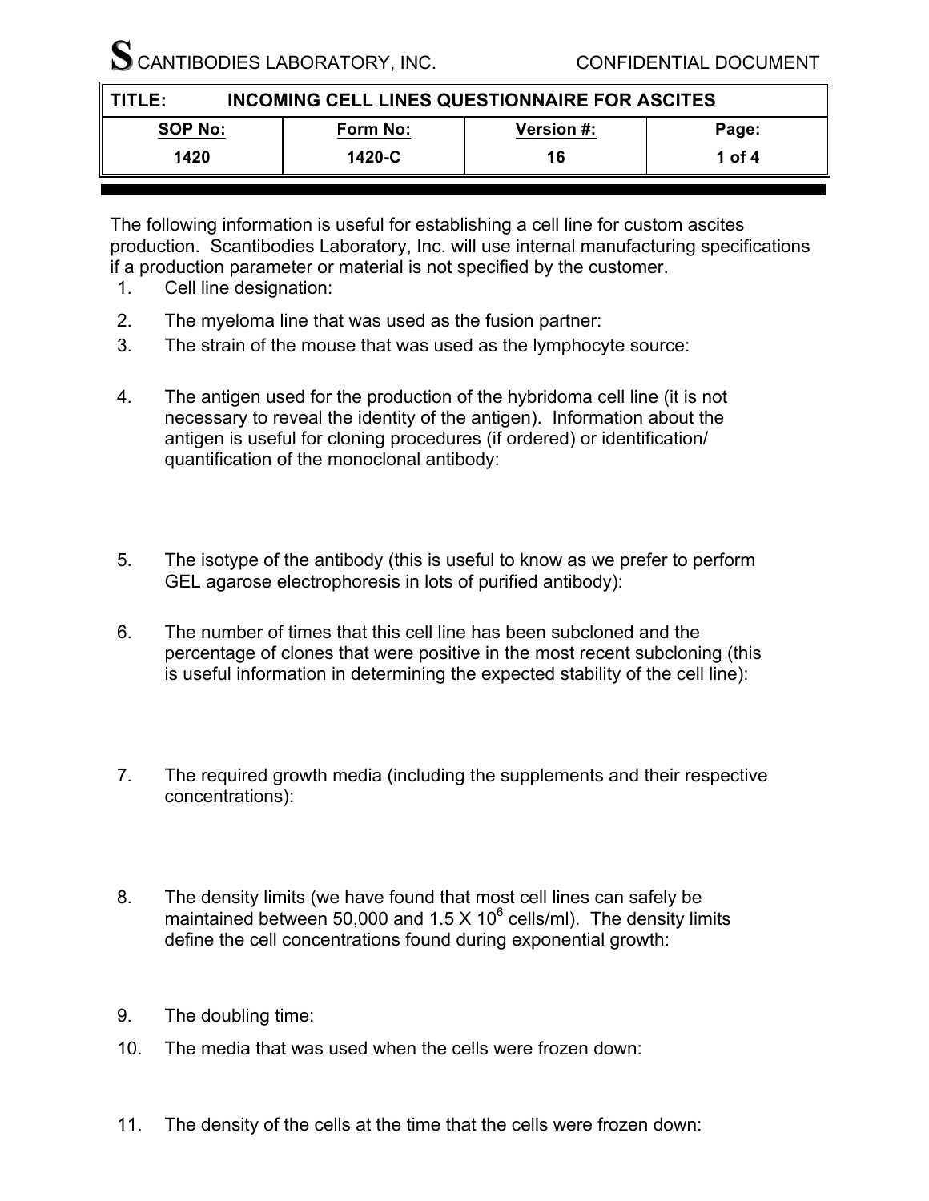SCANTIBODIES LABORATORY, INC. CONFIDENTIAL DOCUMENT

| TITLE: | INCOMING CELL LINES QUESTIONNAIRE FOR ASCITES | | |
|---|---|---|---|
| **SOP No:** | **Form No:** | **Version #:** | **Page:** |
| 1420 | 1420-C | 16 | 1 of 4 |

The following information is useful for establishing a cell line for custom ascites production. Scantibodies Laboratory, Inc. will use internal manufacturing specifications if a production parameter or material is not specified by the customer.

1. Cell line designation:

2. The myeloma line that was used as the fusion partner:

3. The strain of the mouse that was used as the lymphocyte source:

4. The antigen used for the production of the hybridoma cell line (it is not necessary to reveal the identity of the antigen). Information about the antigen is useful for cloning procedures (if ordered) or identification/ quantification of the monoclonal antibody:

5. The isotype of the antibody (this is useful to know as we prefer to perform GEL agarose electrophoresis in lots of purified antibody):

6. The number of times that this cell line has been subcloned and the percentage of clones that were positive in the most recent subcloning (this is useful information in determining the expected stability of the cell line):

7. The required growth media (including the supplements and their respective concentrations):

8. The density limits (we have found that most cell lines can safely be maintained between 50,000 and $1.5 \times 10^6$ cells/ml). The density limits define the cell concentrations found during exponential growth:

9. The doubling time:

10. The media that was used when the cells were frozen down:

11. The density of the cells at the time that the cells were frozen down: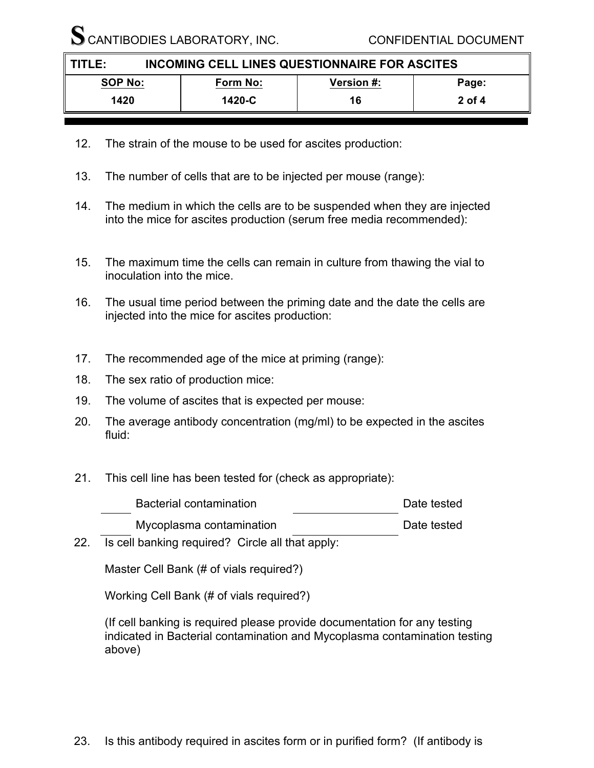12. The strain of the mouse to be used for ascites production:

13. The number of cells that are to be injected per mouse (range):

14. The medium in which the cells are to be suspended when they are injected into the mice for ascites production (serum free media recommended):

15. The maximum time the cells can remain in culture from thawing the vial to inoculation into the mice.

16. The usual time period between the priming date and the date the cells are injected into the mice for ascites production:

17. The recommended age of the mice at priming (range):

18. The sex ratio of production mice:

19. The volume of ascites that is expected per mouse:

20. The average antibody concentration (mg/ml) to be expected in the ascites fluid:

21. This cell line has been tested for (check as appropriate):

    _____ Bacterial contamination _______________ Date tested

    _____ Mycoplasma contamination _______________ Date tested

22. Is cell banking required? Circle all that apply:

    Master Cell Bank (# of vials required?)

    Working Cell Bank (# of vials required?)

    (If cell banking is required please provide documentation for any testing indicated in Bacterial contamination and Mycoplasma contamination testing above)

23. Is this antibody required in ascites form or in purified form? (If antibody is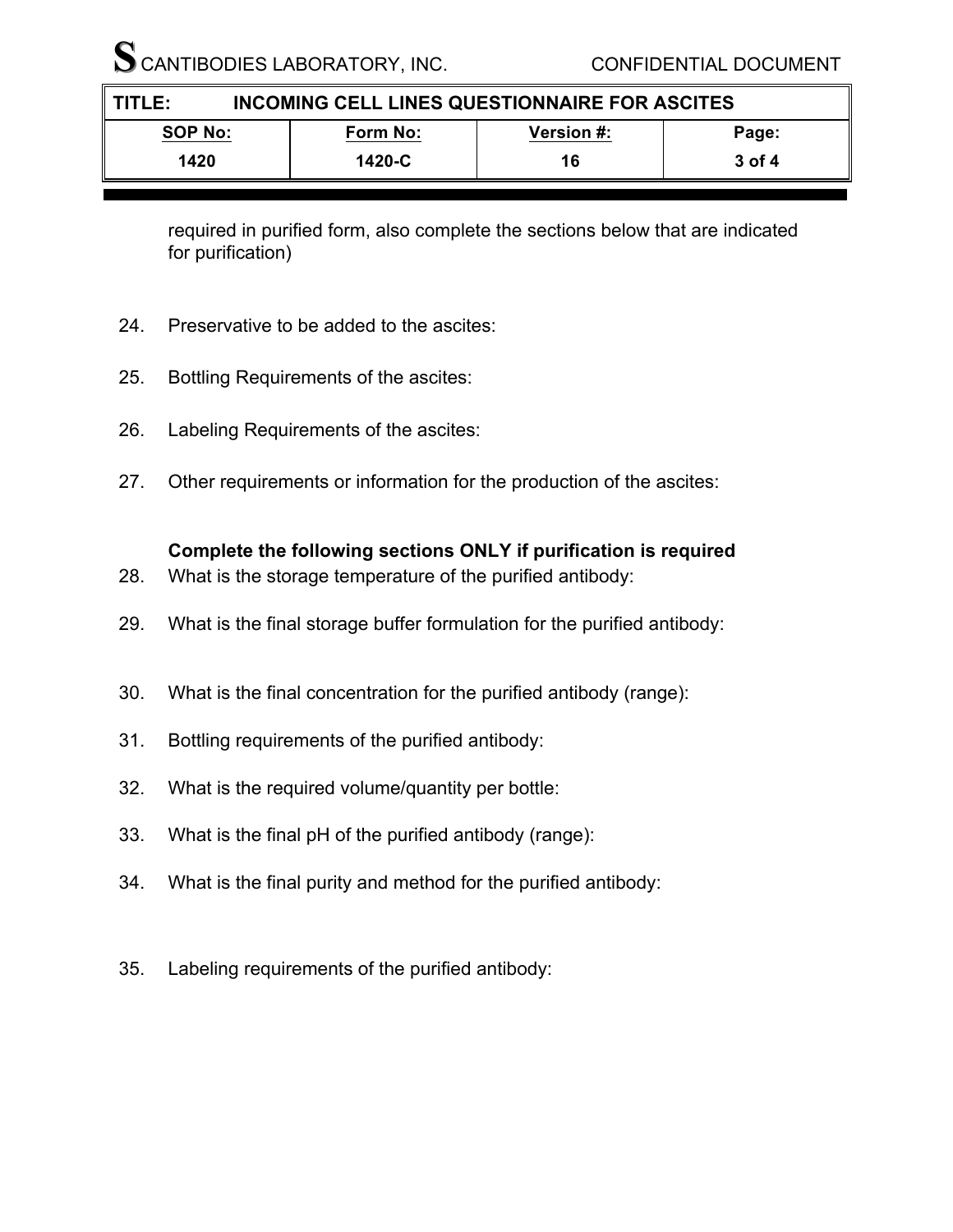required in purified form, also complete the sections below that are indicated for purification)

24. Preservative to be added to the ascites:

25. Bottling Requirements of the ascites:

26. Labeling Requirements of the ascites:

27. Other requirements or information for the production of the ascites:

**Complete the following sections ONLY if purification is required**

28. What is the storage temperature of the purified antibody:

29. What is the final storage buffer formulation for the purified antibody:

30. What is the final concentration for the purified antibody (range):

31. Bottling requirements of the purified antibody:

32. What is the required volume/quantity per bottle:

33. What is the final pH of the purified antibody (range):

34. What is the final purity and method for the purified antibody:

35. Labeling requirements of the purified antibody: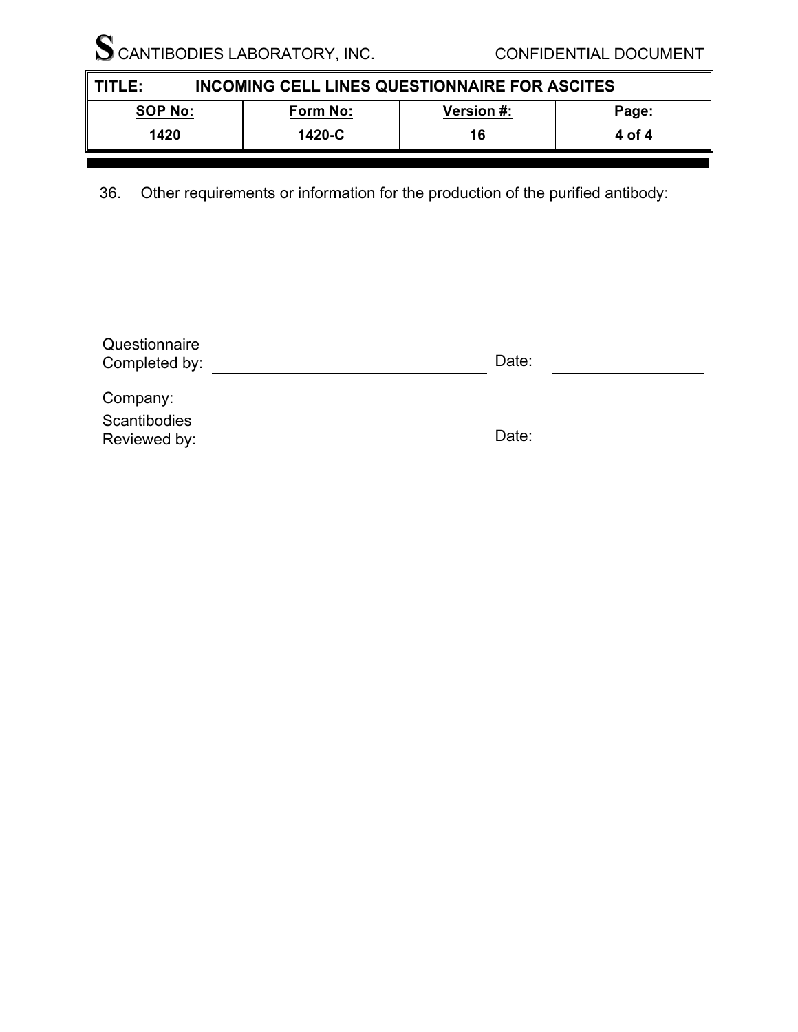36. Other requirements or information for the production of the purified antibody:

Questionnaire Completed by: \_\_\_\_\_\_\_\_\_\_\_\_\_\_\_\_\_\_\_\_\_\_\_\_\_\_\_\_\_\_\_\_ Date: \_\_\_\_\_\_\_\_\_\_\_\_\_\_\_\_\_\_

Company: \_\_\_\_\_\_\_\_\_\_\_\_\_\_\_\_\_\_\_\_\_\_\_\_\_\_\_\_\_\_\_\_

Scantibodies Reviewed by: \_\_\_\_\_\_\_\_\_\_\_\_\_\_\_\_\_\_\_\_\_\_\_\_\_\_\_\_\_\_\_\_ Date: \_\_\_\_\_\_\_\_\_\_\_\_\_\_\_\_\_\_